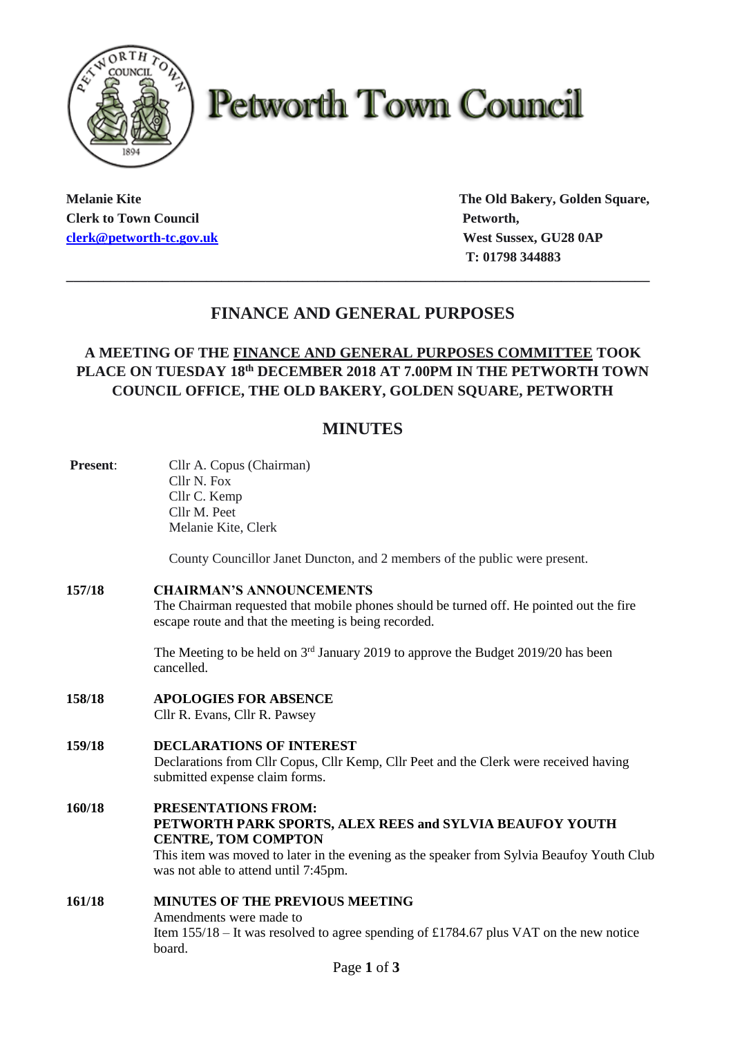# Petworth Town Council

**Melanie Kite**
**Clerk to Town Council**
**clerk@petworth-tc.gov.uk**

**The Old Bakery, Golden Square,**
**Petworth,**
**West Sussex, GU28 0AP**
**T: 01798 344883**

---

## FINANCE AND GENERAL PURPOSES

### A MEETING OF THE FINANCE AND GENERAL PURPOSES COMMITTEE TOOK PLACE ON TUESDAY 18th DECEMBER 2018 AT 7.00PM IN THE PETWORTH TOWN COUNCIL OFFICE, THE OLD BAKERY, GOLDEN SQUARE, PETWORTH

## MINUTES

**Present**:
Cllr A. Copus (Chairman)
Cllr N. Fox
Cllr C. Kemp
Cllr M. Peet
Melanie Kite, Clerk

County Councillor Janet Duncton, and 2 members of the public were present.

**157/18 CHAIRMAN'S ANNOUNCEMENTS**

The Chairman requested that mobile phones should be turned off. He pointed out the fire escape route and that the meeting is being recorded.

The Meeting to be held on 3rd January 2019 to approve the Budget 2019/20 has been cancelled.

**158/18 APOLOGIES FOR ABSENCE**

Cllr R. Evans, Cllr R. Pawsey

**159/18 DECLARATIONS OF INTEREST**

Declarations from Cllr Copus, Cllr Kemp, Cllr Peet and the Clerk were received having submitted expense claim forms.

**160/18 PRESENTATIONS FROM: PETWORTH PARK SPORTS, ALEX REES and SYLVIA BEAUFOY YOUTH CENTRE, TOM COMPTON**

This item was moved to later in the evening as the speaker from Sylvia Beaufoy Youth Club was not able to attend until 7:45pm.

**161/18 MINUTES OF THE PREVIOUS MEETING**

Amendments were made to
Item 155/18 – It was resolved to agree spending of £1784.67 plus VAT on the new notice board.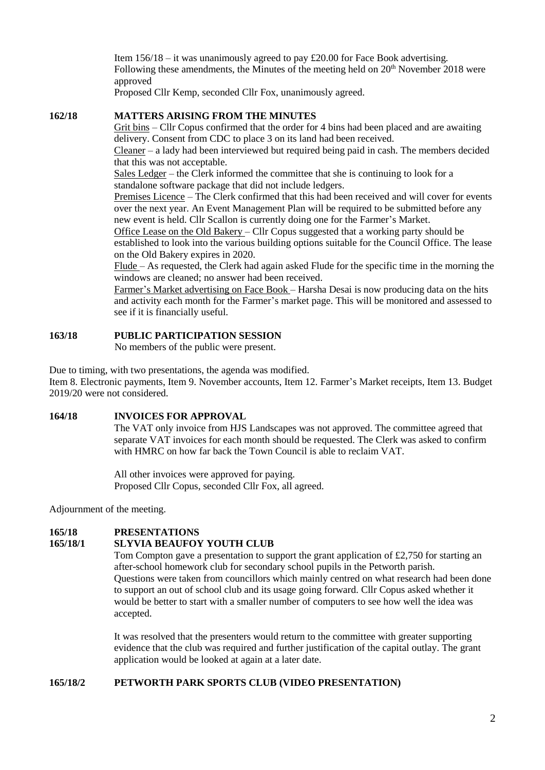Item 156/18 – it was unanimously agreed to pay £20.00 for Face Book advertising. Following these amendments, the Minutes of the meeting held on 20th November 2018 were approved

Proposed Cllr Kemp, seconded Cllr Fox, unanimously agreed.

**162/18 MATTERS ARISING FROM THE MINUTES**

Grit bins – Cllr Copus confirmed that the order for 4 bins had been placed and are awaiting delivery. Consent from CDC to place 3 on its land had been received.

Cleaner – a lady had been interviewed but required being paid in cash. The members decided that this was not acceptable.

Sales Ledger – the Clerk informed the committee that she is continuing to look for a standalone software package that did not include ledgers.

Premises Licence – The Clerk confirmed that this had been received and will cover for events over the next year. An Event Management Plan will be required to be submitted before any new event is held. Cllr Scallon is currently doing one for the Farmer's Market.

Office Lease on the Old Bakery – Cllr Copus suggested that a working party should be established to look into the various building options suitable for the Council Office. The lease on the Old Bakery expires in 2020.

Flude – As requested, the Clerk had again asked Flude for the specific time in the morning the windows are cleaned; no answer had been received.

Farmer's Market advertising on Face Book – Harsha Desai is now producing data on the hits and activity each month for the Farmer's market page. This will be monitored and assessed to see if it is financially useful.

**163/18 PUBLIC PARTICIPATION SESSION**

No members of the public were present.

Due to timing, with two presentations, the agenda was modified.
Item 8. Electronic payments, Item 9. November accounts, Item 12. Farmer's Market receipts, Item 13. Budget 2019/20 were not considered.

**164/18 INVOICES FOR APPROVAL**

The VAT only invoice from HJS Landscapes was not approved. The committee agreed that separate VAT invoices for each month should be requested. The Clerk was asked to confirm with HMRC on how far back the Town Council is able to reclaim VAT.

All other invoices were approved for paying.
Proposed Cllr Copus, seconded Cllr Fox, all agreed.

Adjournment of the meeting.

**165/18 PRESENTATIONS**

**165/18/1 SLYVIA BEAUFOY YOUTH CLUB**

Tom Compton gave a presentation to support the grant application of £2,750 for starting an after-school homework club for secondary school pupils in the Petworth parish. Questions were taken from councillors which mainly centred on what research had been done to support an out of school club and its usage going forward. Cllr Copus asked whether it would be better to start with a smaller number of computers to see how well the idea was accepted.

It was resolved that the presenters would return to the committee with greater supporting evidence that the club was required and further justification of the capital outlay. The grant application would be looked at again at a later date.

**165/18/2 PETWORTH PARK SPORTS CLUB (VIDEO PRESENTATION)**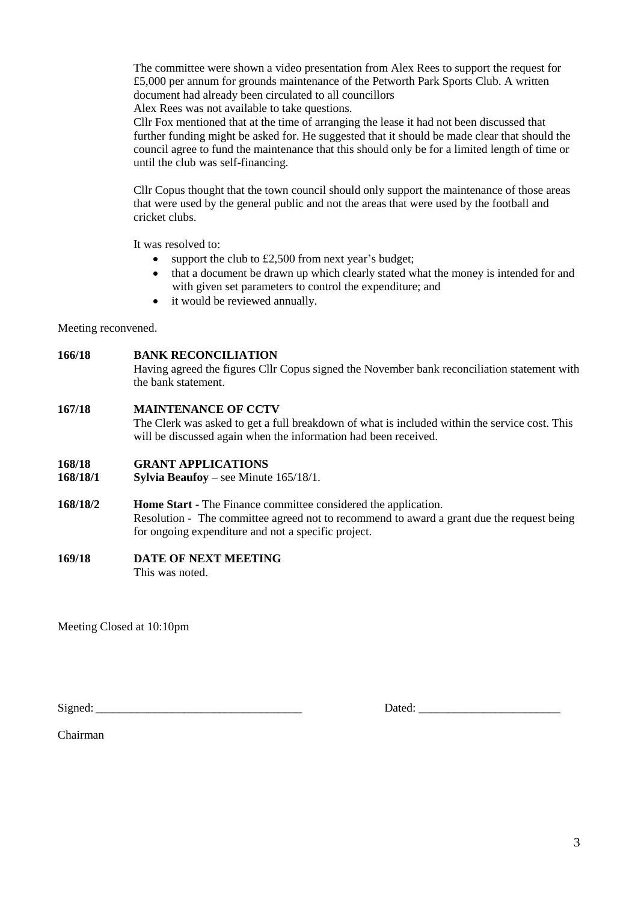The committee were shown a video presentation from Alex Rees to support the request for £5,000 per annum for grounds maintenance of the Petworth Park Sports Club. A written document had already been circulated to all councillors
Alex Rees was not available to take questions.
Cllr Fox mentioned that at the time of arranging the lease it had not been discussed that further funding might be asked for. He suggested that it should be made clear that should the council agree to fund the maintenance that this should only be for a limited length of time or until the club was self-financing.

Cllr Copus thought that the town council should only support the maintenance of those areas that were used by the general public and not the areas that were used by the football and cricket clubs.

It was resolved to:

- support the club to £2,500 from next year's budget;
- that a document be drawn up which clearly stated what the money is intended for and with given set parameters to control the expenditure; and
- it would be reviewed annually.

Meeting reconvened.

**166/18 BANK RECONCILIATION**
Having agreed the figures Cllr Copus signed the November bank reconciliation statement with the bank statement.

**167/18 MAINTENANCE OF CCTV**
The Clerk was asked to get a full breakdown of what is included within the service cost. This will be discussed again when the information had been received.

**168/18 GRANT APPLICATIONS**

**168/18/1** **Sylvia Beaufoy** – see Minute 165/18/1.

**168/18/2** **Home Start** - The Finance committee considered the application.
Resolution - The committee agreed not to recommend to award a grant due the request being for ongoing expenditure and not a specific project.

**169/18 DATE OF NEXT MEETING**
This was noted.

Meeting Closed at 10:10pm

Signed: ___________________________________ Dated: ________________________

Chairman